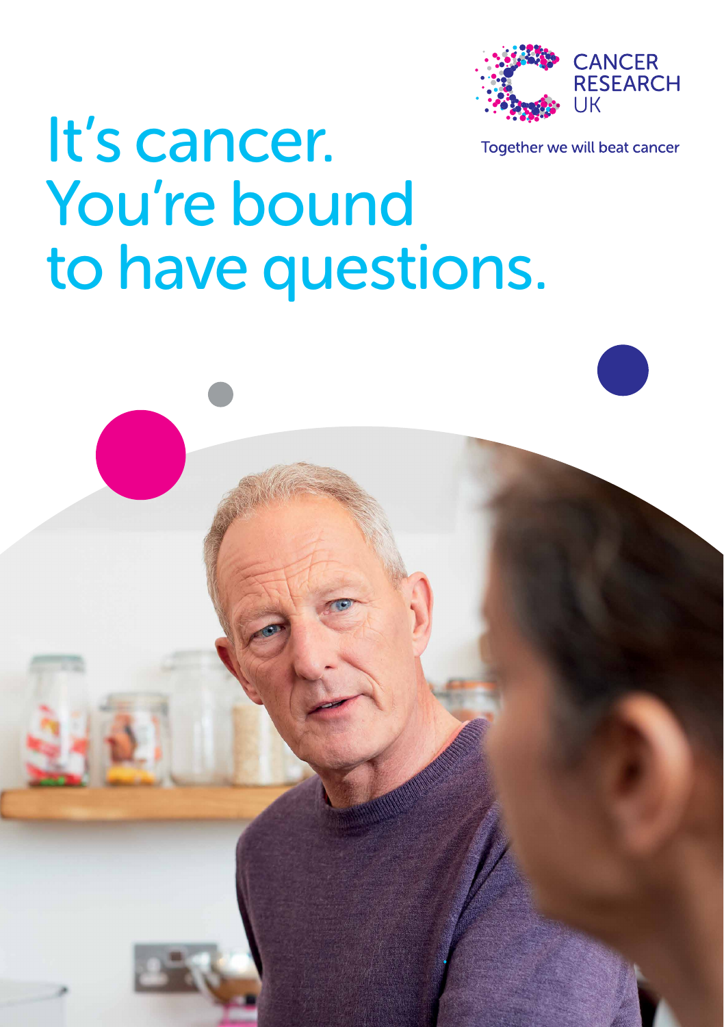CANCER RESEARCH UK

Together we will beat cancer

# It's cancer. You're bound to have questions.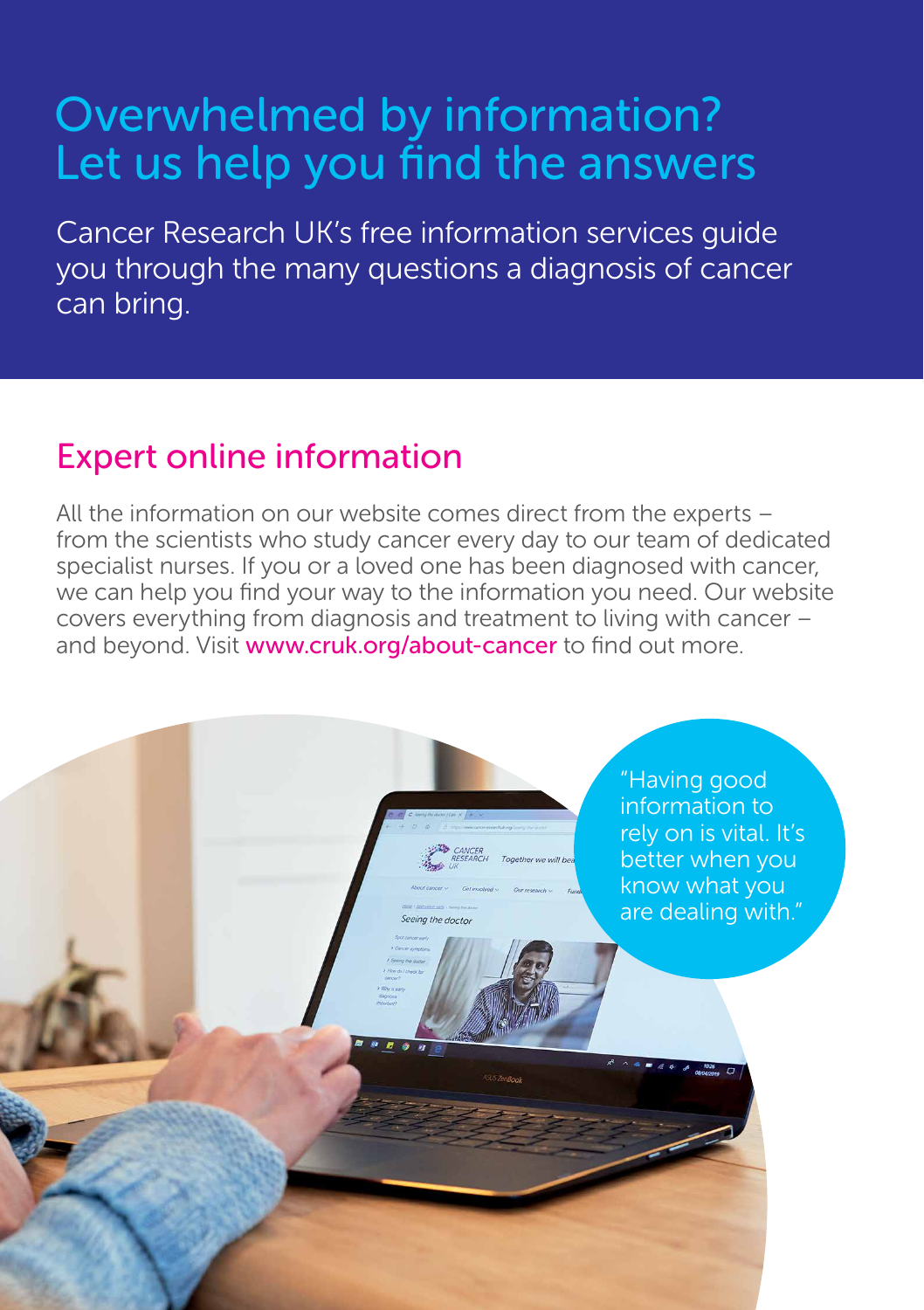# Overwhelmed by information? Let us help you find the answers

Cancer Research UK's free information services guide you through the many questions a diagnosis of cancer can bring.

## Expert online information

All the information on our website comes direct from the experts – from the scientists who study cancer every day to our team of dedicated specialist nurses. If you or a loved one has been diagnosed with cancer, we can help you find your way to the information you need. Our website covers everything from diagnosis and treatment to living with cancer – and beyond. Visit www.cruk.org/about-cancer to find out more.

"Having good information to rely on is vital. It's better when you know what you are dealing with."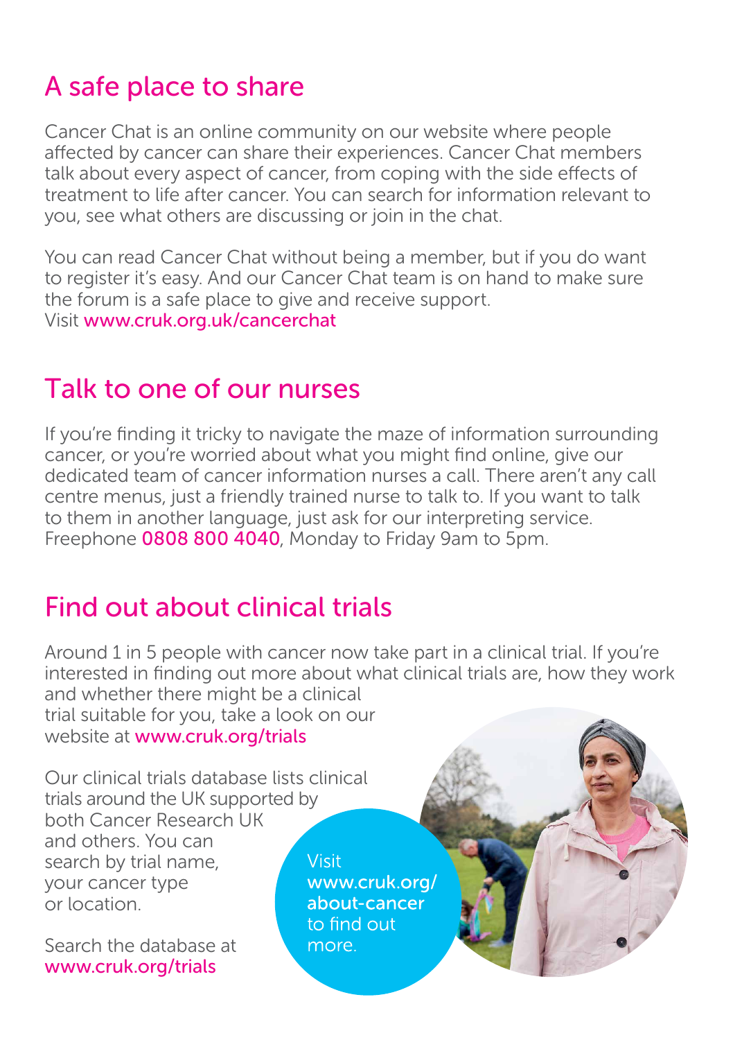## A safe place to share

Cancer Chat is an online community on our website where people affected by cancer can share their experiences. Cancer Chat members talk about every aspect of cancer, from coping with the side effects of treatment to life after cancer. You can search for information relevant to you, see what others are discussing or join in the chat.

You can read Cancer Chat without being a member, but if you do want to register it's easy. And our Cancer Chat team is on hand to make sure the forum is a safe place to give and receive support.
Visit www.cruk.org.uk/cancerchat

## Talk to one of our nurses

If you're finding it tricky to navigate the maze of information surrounding cancer, or you're worried about what you might find online, give our dedicated team of cancer information nurses a call. There aren't any call centre menus, just a friendly trained nurse to talk to. If you want to talk to them in another language, just ask for our interpreting service.
Freephone **0808 800 4040**, Monday to Friday 9am to 5pm.

## Find out about clinical trials

Around 1 in 5 people with cancer now take part in a clinical trial. If you're interested in finding out more about what clinical trials are, how they work and whether there might be a clinical trial suitable for you, take a look on our website at www.cruk.org/trials

Our clinical trials database lists clinical trials around the UK supported by both Cancer Research UK and others. You can search by trial name, your cancer type or location.

Search the database at www.cruk.org/trials

Visit **www.cruk.org/about-cancer** to find out more.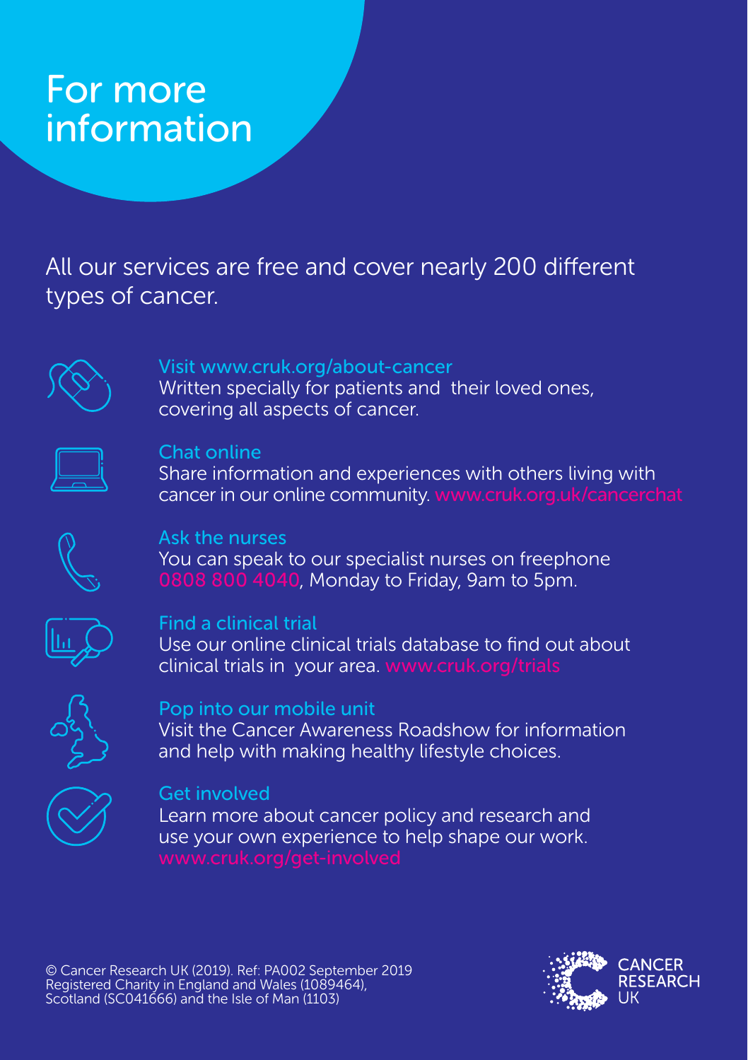# For more information

All our services are free and cover nearly 200 different types of cancer.

### Visit www.cruk.org/about-cancer

Written specially for patients and their loved ones, covering all aspects of cancer.

### Chat online

Share information and experiences with others living with cancer in our online community. www.cruk.org.uk/cancerchat

### Ask the nurses

You can speak to our specialist nurses on freephone 0808 800 4040, Monday to Friday, 9am to 5pm.

### Find a clinical trial

Use our online clinical trials database to find out about clinical trials in your area. www.cruk.org/trials

### Pop into our mobile unit

Visit the Cancer Awareness Roadshow for information and help with making healthy lifestyle choices.

### Get involved

Learn more about cancer policy and research and use your own experience to help shape our work. www.cruk.org/get-involved

© Cancer Research UK (2019). Ref: PA002 September 2019
Registered Charity in England and Wales (1089464), Scotland (SC041666) and the Isle of Man (1103)

CANCER RESEARCH UK